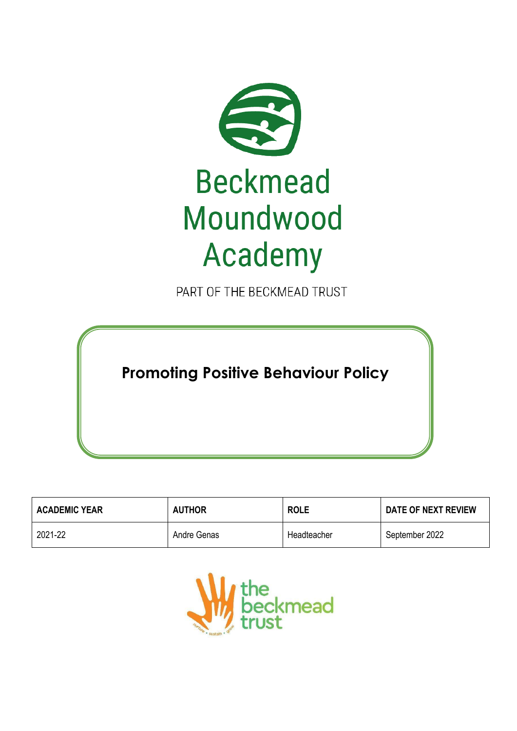# Beckmead Moundwood Academy

PART OF THE BECKMEAD TRUST

## Promoting Positive Behaviour Policy

| ACADEMIC YEAR | AUTHOR | ROLE | DATE OF NEXT REVIEW |
| --- | --- | --- | --- |
| 2021-22 | Andre Genas | Headteacher | September 2022 |

the beckmead trust

nurture • sustain • grow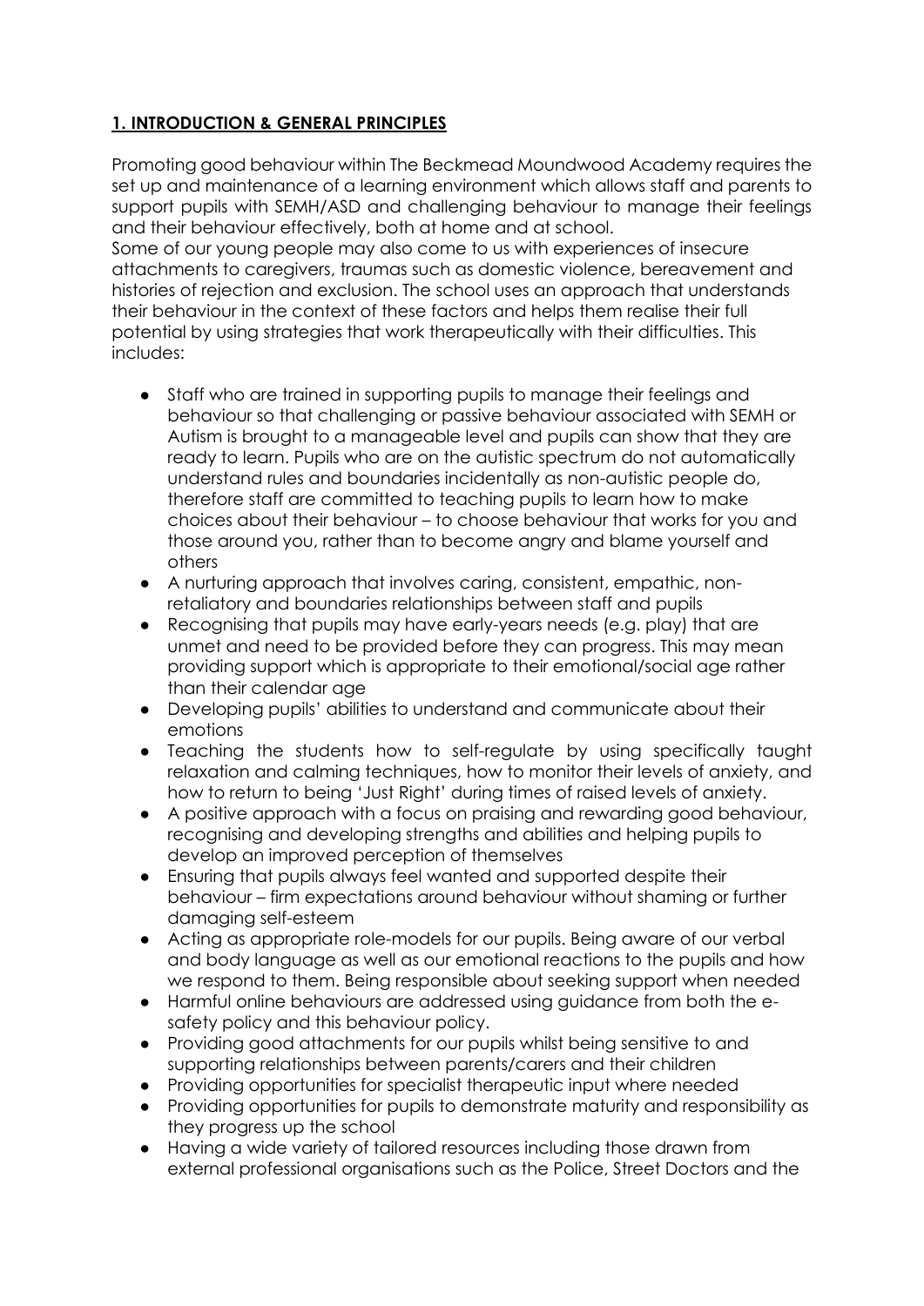## **1. INTRODUCTION & GENERAL PRINCIPLES**

Promoting good behaviour within The Beckmead Moundwood Academy requires the set up and maintenance of a learning environment which allows staff and parents to support pupils with SEMH/ASD and challenging behaviour to manage their feelings and their behaviour effectively, both at home and at school.

Some of our young people may also come to us with experiences of insecure attachments to caregivers, traumas such as domestic violence, bereavement and histories of rejection and exclusion. The school uses an approach that understands their behaviour in the context of these factors and helps them realise their full potential by using strategies that work therapeutically with their difficulties. This includes:

- Staff who are trained in supporting pupils to manage their feelings and behaviour so that challenging or passive behaviour associated with SEMH or Autism is brought to a manageable level and pupils can show that they are ready to learn. Pupils who are on the autistic spectrum do not automatically understand rules and boundaries incidentally as non-autistic people do, therefore staff are committed to teaching pupils to learn how to make choices about their behaviour – to choose behaviour that works for you and those around you, rather than to become angry and blame yourself and others
- A nurturing approach that involves caring, consistent, empathic, non-retaliatory and boundaries relationships between staff and pupils
- Recognising that pupils may have early-years needs (e.g. play) that are unmet and need to be provided before they can progress. This may mean providing support which is appropriate to their emotional/social age rather than their calendar age
- Developing pupils' abilities to understand and communicate about their emotions
- Teaching the students how to self-regulate by using specifically taught relaxation and calming techniques, how to monitor their levels of anxiety, and how to return to being 'Just Right' during times of raised levels of anxiety.
- A positive approach with a focus on praising and rewarding good behaviour, recognising and developing strengths and abilities and helping pupils to develop an improved perception of themselves
- Ensuring that pupils always feel wanted and supported despite their behaviour – firm expectations around behaviour without shaming or further damaging self-esteem
- Acting as appropriate role-models for our pupils. Being aware of our verbal and body language as well as our emotional reactions to the pupils and how we respond to them. Being responsible about seeking support when needed
- Harmful online behaviours are addressed using guidance from both the e-safety policy and this behaviour policy.
- Providing good attachments for our pupils whilst being sensitive to and supporting relationships between parents/carers and their children
- Providing opportunities for specialist therapeutic input where needed
- Providing opportunities for pupils to demonstrate maturity and responsibility as they progress up the school
- Having a wide variety of tailored resources including those drawn from external professional organisations such as the Police, Street Doctors and the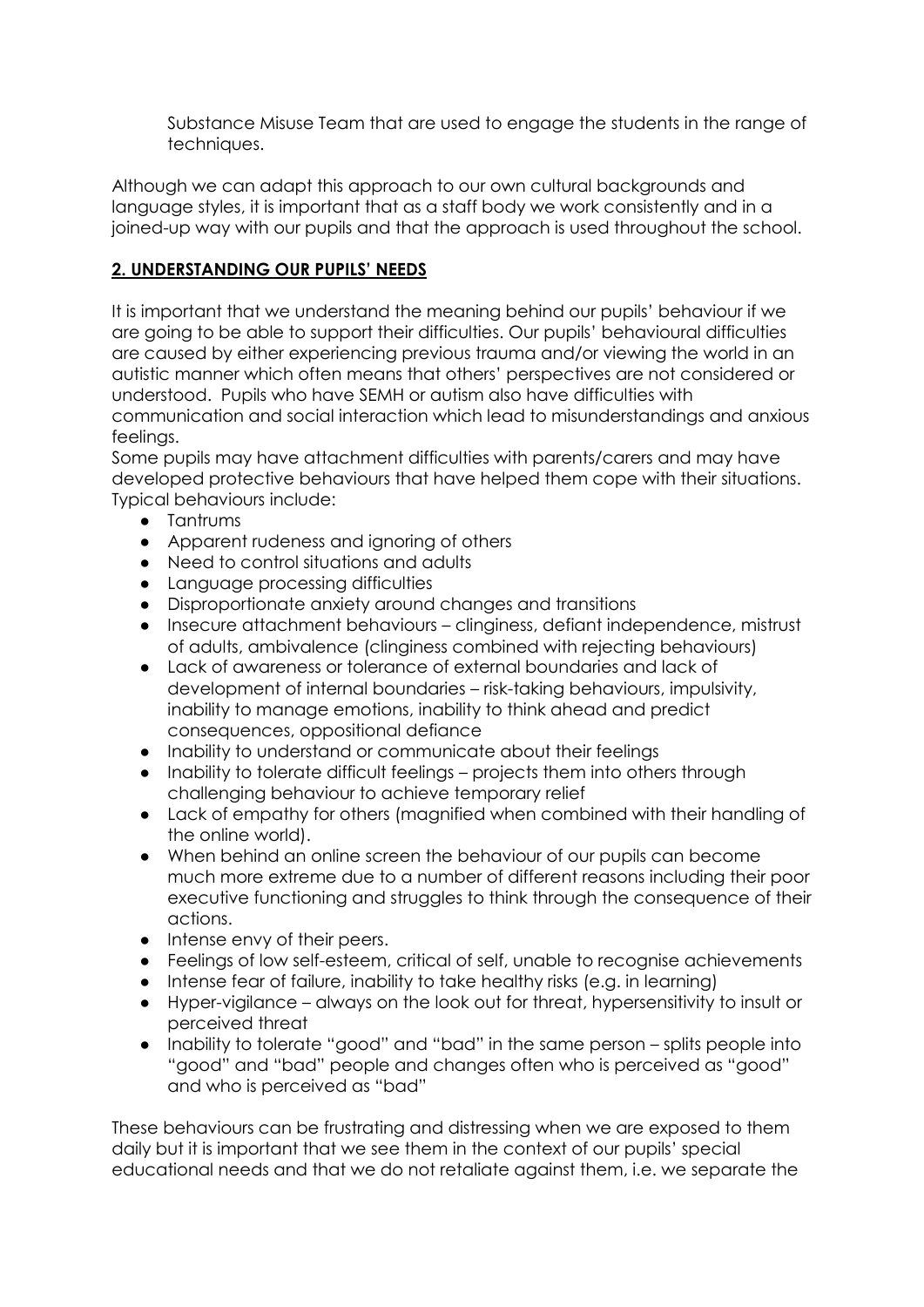Substance Misuse Team that are used to engage the students in the range of techniques.

Although we can adapt this approach to our own cultural backgrounds and language styles, it is important that as a staff body we work consistently and in a joined-up way with our pupils and that the approach is used throughout the school.

## **2. UNDERSTANDING OUR PUPILS' NEEDS**

It is important that we understand the meaning behind our pupils' behaviour if we are going to be able to support their difficulties. Our pupils' behavioural difficulties are caused by either experiencing previous trauma and/or viewing the world in an autistic manner which often means that others' perspectives are not considered or understood. Pupils who have SEMH or autism also have difficulties with communication and social interaction which lead to misunderstandings and anxious feelings.

Some pupils may have attachment difficulties with parents/carers and may have developed protective behaviours that have helped them cope with their situations. Typical behaviours include:

- Tantrums
- Apparent rudeness and ignoring of others
- Need to control situations and adults
- Language processing difficulties
- Disproportionate anxiety around changes and transitions
- Insecure attachment behaviours – clinginess, defiant independence, mistrust of adults, ambivalence (clinginess combined with rejecting behaviours)
- Lack of awareness or tolerance of external boundaries and lack of development of internal boundaries – risk-taking behaviours, impulsivity, inability to manage emotions, inability to think ahead and predict consequences, oppositional defiance
- Inability to understand or communicate about their feelings
- Inability to tolerate difficult feelings – projects them into others through challenging behaviour to achieve temporary relief
- Lack of empathy for others (magnified when combined with their handling of the online world).
- When behind an online screen the behaviour of our pupils can become much more extreme due to a number of different reasons including their poor executive functioning and struggles to think through the consequence of their actions.
- Intense envy of their peers.
- Feelings of low self-esteem, critical of self, unable to recognise achievements
- Intense fear of failure, inability to take healthy risks (e.g. in learning)
- Hyper-vigilance – always on the look out for threat, hypersensitivity to insult or perceived threat
- Inability to tolerate "good" and "bad" in the same person – splits people into "good" and "bad" people and changes often who is perceived as "good" and who is perceived as "bad"

These behaviours can be frustrating and distressing when we are exposed to them daily but it is important that we see them in the context of our pupils' special educational needs and that we do not retaliate against them, i.e. we separate the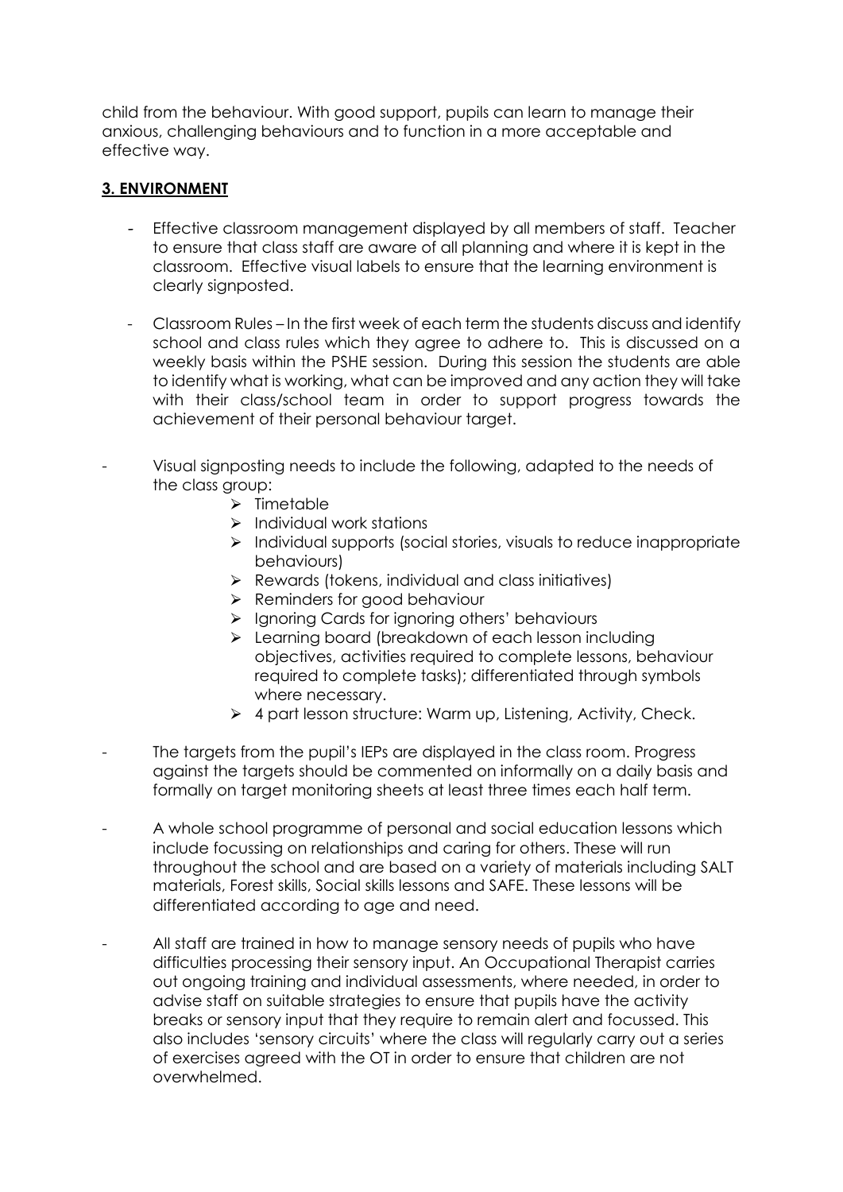child from the behaviour. With good support, pupils can learn to manage their anxious, challenging behaviours and to function in a more acceptable and effective way.

## 3. ENVIRONMENT

- Effective classroom management displayed by all members of staff. Teacher to ensure that class staff are aware of all planning and where it is kept in the classroom. Effective visual labels to ensure that the learning environment is clearly signposted.

- Classroom Rules – In the first week of each term the students discuss and identify school and class rules which they agree to adhere to. This is discussed on a weekly basis within the PSHE session. During this session the students are able to identify what is working, what can be improved and any action they will take with their class/school team in order to support progress towards the achievement of their personal behaviour target.

- Visual signposting needs to include the following, adapted to the needs of the class group:
  - Timetable
  - Individual work stations
  - Individual supports (social stories, visuals to reduce inappropriate behaviours)
  - Rewards (tokens, individual and class initiatives)
  - Reminders for good behaviour
  - Ignoring Cards for ignoring others' behaviours
  - Learning board (breakdown of each lesson including objectives, activities required to complete lessons, behaviour required to complete tasks); differentiated through symbols where necessary.
  - 4 part lesson structure: Warm up, Listening, Activity, Check.

- The targets from the pupil's IEPs are displayed in the class room. Progress against the targets should be commented on informally on a daily basis and formally on target monitoring sheets at least three times each half term.

- A whole school programme of personal and social education lessons which include focussing on relationships and caring for others. These will run throughout the school and are based on a variety of materials including SALT materials, Forest skills, Social skills lessons and SAFE. These lessons will be differentiated according to age and need.

- All staff are trained in how to manage sensory needs of pupils who have difficulties processing their sensory input. An Occupational Therapist carries out ongoing training and individual assessments, where needed, in order to advise staff on suitable strategies to ensure that pupils have the activity breaks or sensory input that they require to remain alert and focussed. This also includes 'sensory circuits' where the class will regularly carry out a series of exercises agreed with the OT in order to ensure that children are not overwhelmed.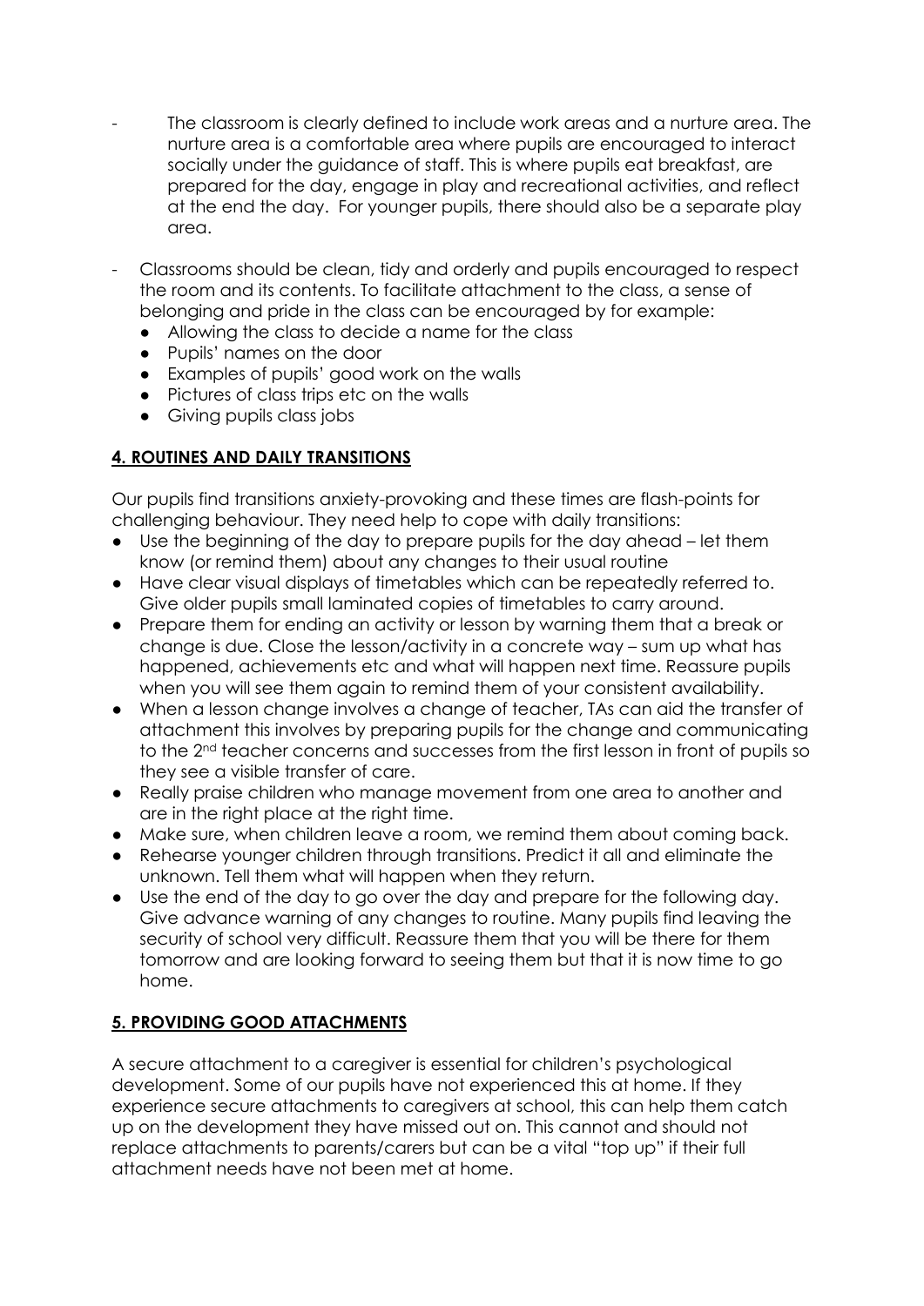- The classroom is clearly defined to include work areas and a nurture area. The nurture area is a comfortable area where pupils are encouraged to interact socially under the guidance of staff. This is where pupils eat breakfast, are prepared for the day, engage in play and recreational activities, and reflect at the end the day. For younger pupils, there should also be a separate play area.

- Classrooms should be clean, tidy and orderly and pupils encouraged to respect the room and its contents. To facilitate attachment to the class, a sense of belonging and pride in the class can be encouraged by for example:
  - Allowing the class to decide a name for the class
  - Pupils' names on the door
  - Examples of pupils' good work on the walls
  - Pictures of class trips etc on the walls
  - Giving pupils class jobs

## 4. ROUTINES AND DAILY TRANSITIONS

Our pupils find transitions anxiety-provoking and these times are flash-points for challenging behaviour. They need help to cope with daily transitions:

- Use the beginning of the day to prepare pupils for the day ahead – let them know (or remind them) about any changes to their usual routine
- Have clear visual displays of timetables which can be repeatedly referred to. Give older pupils small laminated copies of timetables to carry around.
- Prepare them for ending an activity or lesson by warning them that a break or change is due. Close the lesson/activity in a concrete way – sum up what has happened, achievements etc and what will happen next time. Reassure pupils when you will see them again to remind them of your consistent availability.
- When a lesson change involves a change of teacher, TAs can aid the transfer of attachment this involves by preparing pupils for the change and communicating to the 2nd teacher concerns and successes from the first lesson in front of pupils so they see a visible transfer of care.
- Really praise children who manage movement from one area to another and are in the right place at the right time.
- Make sure, when children leave a room, we remind them about coming back.
- Rehearse younger children through transitions. Predict it all and eliminate the unknown. Tell them what will happen when they return.
- Use the end of the day to go over the day and prepare for the following day. Give advance warning of any changes to routine. Many pupils find leaving the security of school very difficult. Reassure them that you will be there for them tomorrow and are looking forward to seeing them but that it is now time to go home.

## 5. PROVIDING GOOD ATTACHMENTS

A secure attachment to a caregiver is essential for children's psychological development. Some of our pupils have not experienced this at home. If they experience secure attachments to caregivers at school, this can help them catch up on the development they have missed out on. This cannot and should not replace attachments to parents/carers but can be a vital "top up" if their full attachment needs have not been met at home.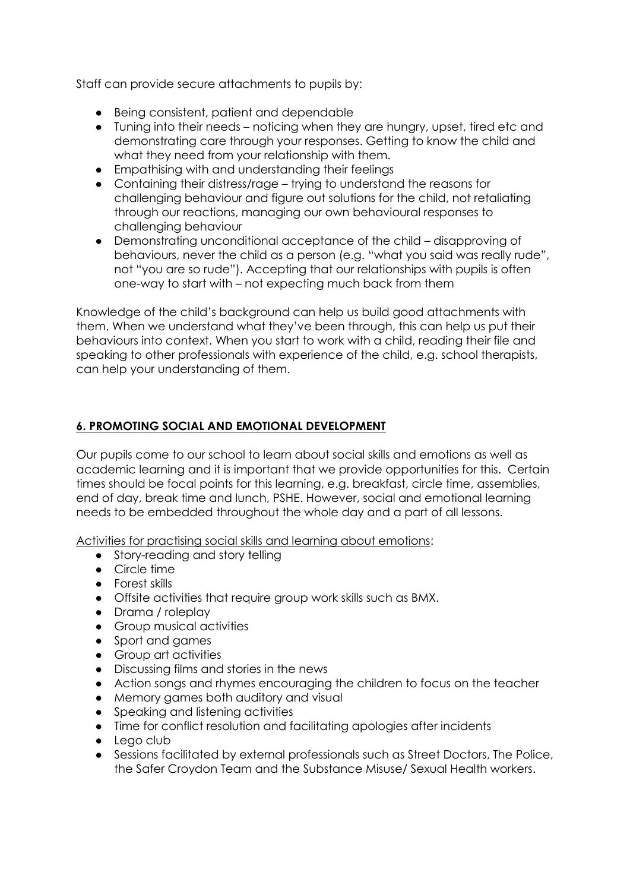Staff can provide secure attachments to pupils by:

- Being consistent, patient and dependable
- Tuning into their needs – noticing when they are hungry, upset, tired etc and demonstrating care through your responses. Getting to know the child and what they need from your relationship with them.
- Empathising with and understanding their feelings
- Containing their distress/rage – trying to understand the reasons for challenging behaviour and figure out solutions for the child, not retaliating through our reactions, managing our own behavioural responses to challenging behaviour
- Demonstrating unconditional acceptance of the child – disapproving of behaviours, never the child as a person (e.g. "what you said was really rude", not "you are so rude"). Accepting that our relationships with pupils is often one-way to start with – not expecting much back from them

Knowledge of the child's background can help us build good attachments with them. When we understand what they've been through, this can help us put their behaviours into context. When you start to work with a child, reading their file and speaking to other professionals with experience of the child, e.g. school therapists, can help your understanding of them.

## 6. PROMOTING SOCIAL AND EMOTIONAL DEVELOPMENT

Our pupils come to our school to learn about social skills and emotions as well as academic learning and it is important that we provide opportunities for this. Certain times should be focal points for this learning, e.g. breakfast, circle time, assemblies, end of day, break time and lunch, PSHE. However, social and emotional learning needs to be embedded throughout the whole day and a part of all lessons.

Activities for practising social skills and learning about emotions:

- Story-reading and story telling
- Circle time
- Forest skills
- Offsite activities that require group work skills such as BMX.
- Drama / roleplay
- Group musical activities
- Sport and games
- Group art activities
- Discussing films and stories in the news
- Action songs and rhymes encouraging the children to focus on the teacher
- Memory games both auditory and visual
- Speaking and listening activities
- Time for conflict resolution and facilitating apologies after incidents
- Lego club
- Sessions facilitated by external professionals such as Street Doctors, The Police, the Safer Croydon Team and the Substance Misuse/ Sexual Health workers.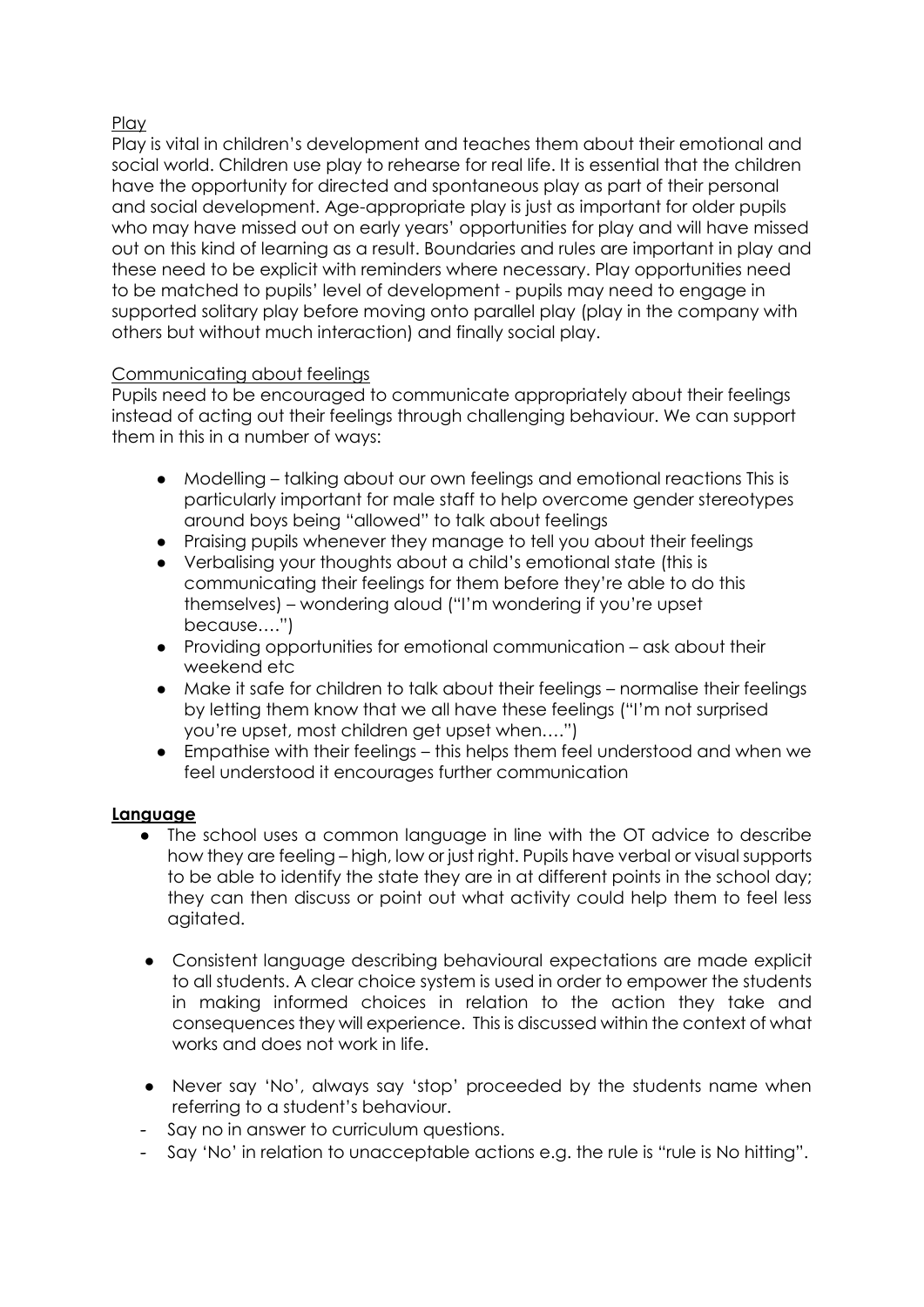<u>Play</u>

Play is vital in children's development and teaches them about their emotional and social world. Children use play to rehearse for real life. It is essential that the children have the opportunity for directed and spontaneous play as part of their personal and social development. Age-appropriate play is just as important for older pupils who may have missed out on early years' opportunities for play and will have missed out on this kind of learning as a result. Boundaries and rules are important in play and these need to be explicit with reminders where necessary. Play opportunities need to be matched to pupils' level of development - pupils may need to engage in supported solitary play before moving onto parallel play (play in the company with others but without much interaction) and finally social play.

<u>Communicating about feelings</u>

Pupils need to be encouraged to communicate appropriately about their feelings instead of acting out their feelings through challenging behaviour. We can support them in this in a number of ways:

- Modelling – talking about our own feelings and emotional reactions This is particularly important for male staff to help overcome gender stereotypes around boys being "allowed" to talk about feelings
- Praising pupils whenever they manage to tell you about their feelings
- Verbalising your thoughts about a child's emotional state (this is communicating their feelings for them before they're able to do this themselves) – wondering aloud ("I'm wondering if you're upset because….")
- Providing opportunities for emotional communication – ask about their weekend etc
- Make it safe for children to talk about their feelings – normalise their feelings by letting them know that we all have these feelings ("I'm not surprised you're upset, most children get upset when….")
- Empathise with their feelings – this helps them feel understood and when we feel understood it encourages further communication

**<u>Language</u>**

- The school uses a common language in line with the OT advice to describe how they are feeling – high, low or just right. Pupils have verbal or visual supports to be able to identify the state they are in at different points in the school day; they can then discuss or point out what activity could help them to feel less agitated.

- Consistent language describing behavioural expectations are made explicit to all students. A clear choice system is used in order to empower the students in making informed choices in relation to the action they take and consequences they will experience. This is discussed within the context of what works and does not work in life.

- Never say 'No', always say 'stop' proceeded by the students name when referring to a student's behaviour.
  - Say no in answer to curriculum questions.
  - Say 'No' in relation to unacceptable actions e.g. the rule is "rule is No hitting".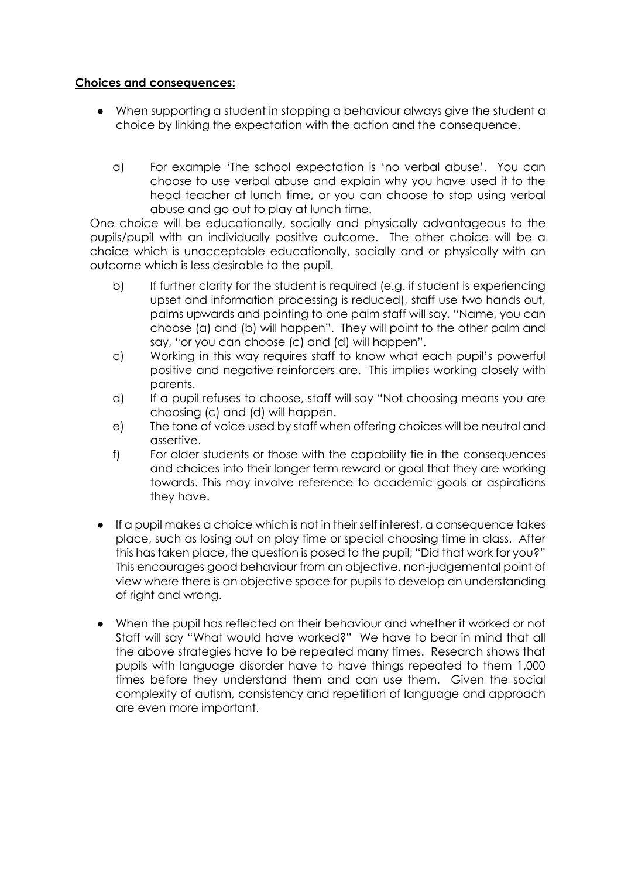**Choices and consequences:**

- When supporting a student in stopping a behaviour always give the student a choice by linking the expectation with the action and the consequence.

  a) For example 'The school expectation is 'no verbal abuse'. You can choose to use verbal abuse and explain why you have used it to the head teacher at lunch time, or you can choose to stop using verbal abuse and go out to play at lunch time.

One choice will be educationally, socially and physically advantageous to the pupils/pupil with an individually positive outcome. The other choice will be a choice which is unacceptable educationally, socially and or physically with an outcome which is less desirable to the pupil.

  b) If further clarity for the student is required (e.g. if student is experiencing upset and information processing is reduced), staff use two hands out, palms upwards and pointing to one palm staff will say, "Name, you can choose (a) and (b) will happen". They will point to the other palm and say, "or you can choose (c) and (d) will happen".

  c) Working in this way requires staff to know what each pupil's powerful positive and negative reinforcers are. This implies working closely with parents.

  d) If a pupil refuses to choose, staff will say "Not choosing means you are choosing (c) and (d) will happen.

  e) The tone of voice used by staff when offering choices will be neutral and assertive.

  f) For older students or those with the capability tie in the consequences and choices into their longer term reward or goal that they are working towards. This may involve reference to academic goals or aspirations they have.

- If a pupil makes a choice which is not in their self interest, a consequence takes place, such as losing out on play time or special choosing time in class. After this has taken place, the question is posed to the pupil; "Did that work for you?" This encourages good behaviour from an objective, non-judgemental point of view where there is an objective space for pupils to develop an understanding of right and wrong.

- When the pupil has reflected on their behaviour and whether it worked or not Staff will say "What would have worked?" We have to bear in mind that all the above strategies have to be repeated many times. Research shows that pupils with language disorder have to have things repeated to them 1,000 times before they understand them and can use them. Given the social complexity of autism, consistency and repetition of language and approach are even more important.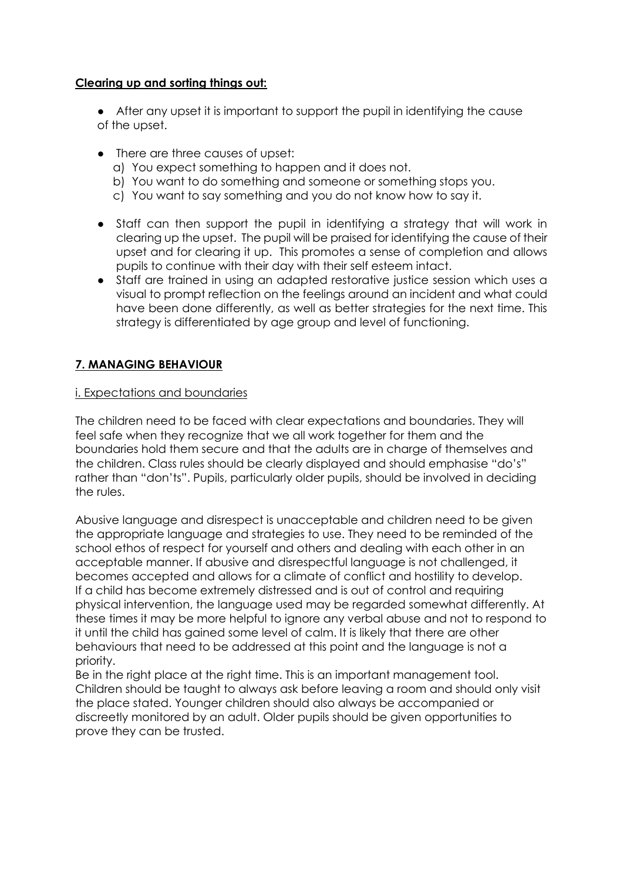**Clearing up and sorting things out:**

- After any upset it is important to support the pupil in identifying the cause of the upset.

- There are three causes of upset:
  a) You expect something to happen and it does not.
  b) You want to do something and someone or something stops you.
  c) You want to say something and you do not know how to say it.

- Staff can then support the pupil in identifying a strategy that will work in clearing up the upset. The pupil will be praised for identifying the cause of their upset and for clearing it up. This promotes a sense of completion and allows pupils to continue with their day with their self esteem intact.
- Staff are trained in using an adapted restorative justice session which uses a visual to prompt reflection on the feelings around an incident and what could have been done differently, as well as better strategies for the next time. This strategy is differentiated by age group and level of functioning.

## 7. MANAGING BEHAVIOUR

### i. Expectations and boundaries

The children need to be faced with clear expectations and boundaries. They will feel safe when they recognize that we all work together for them and the boundaries hold them secure and that the adults are in charge of themselves and the children. Class rules should be clearly displayed and should emphasise "do's" rather than "don'ts". Pupils, particularly older pupils, should be involved in deciding the rules.

Abusive language and disrespect is unacceptable and children need to be given the appropriate language and strategies to use. They need to be reminded of the school ethos of respect for yourself and others and dealing with each other in an acceptable manner. If abusive and disrespectful language is not challenged, it becomes accepted and allows for a climate of conflict and hostility to develop. If a child has become extremely distressed and is out of control and requiring physical intervention, the language used may be regarded somewhat differently. At these times it may be more helpful to ignore any verbal abuse and not to respond to it until the child has gained some level of calm. It is likely that there are other behaviours that need to be addressed at this point and the language is not a priority.
Be in the right place at the right time. This is an important management tool. Children should be taught to always ask before leaving a room and should only visit the place stated. Younger children should also always be accompanied or discreetly monitored by an adult. Older pupils should be given opportunities to prove they can be trusted.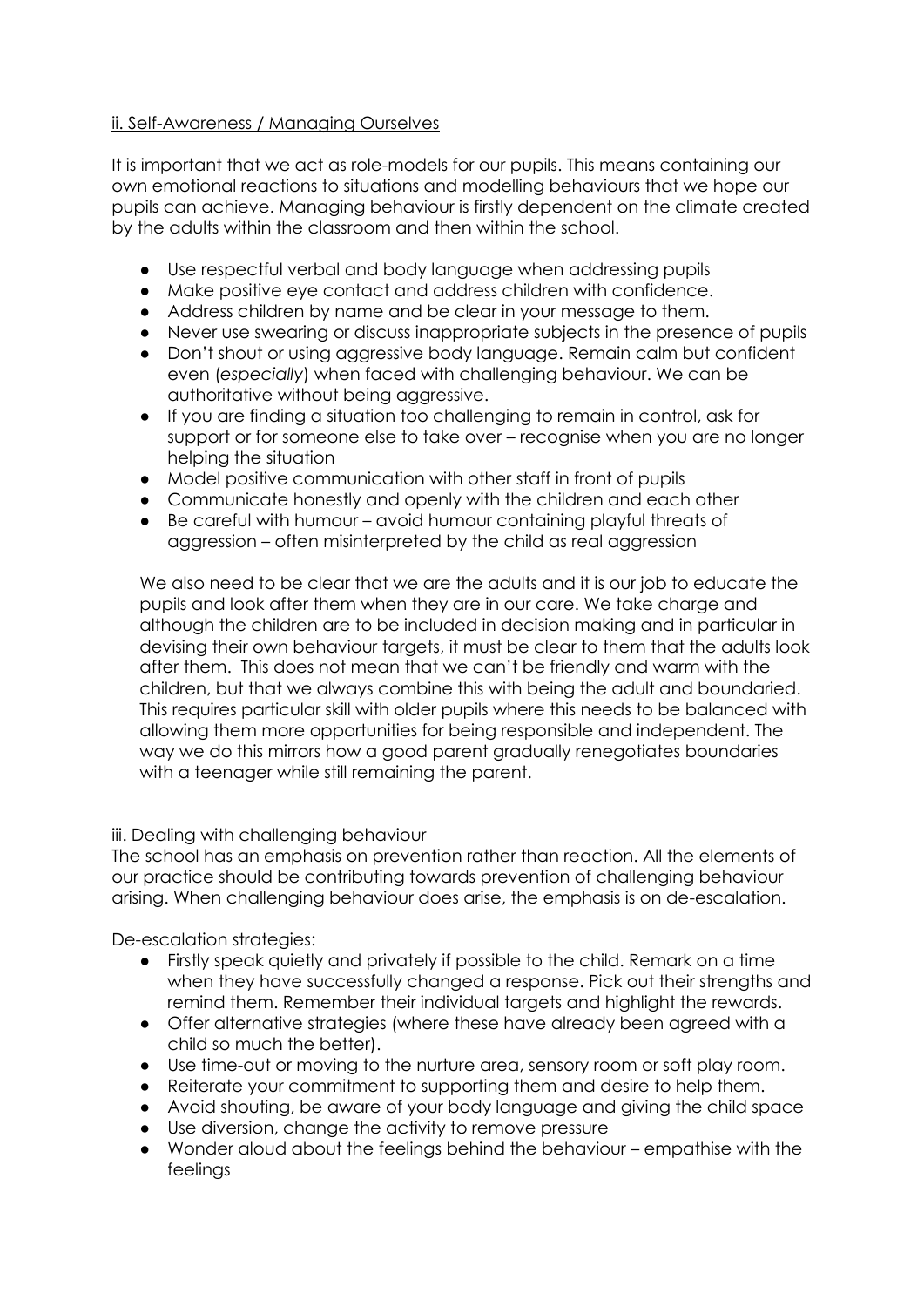ii. Self-Awareness / Managing Ourselves

It is important that we act as role-models for our pupils. This means containing our own emotional reactions to situations and modelling behaviours that we hope our pupils can achieve. Managing behaviour is firstly dependent on the climate created by the adults within the classroom and then within the school.

- Use respectful verbal and body language when addressing pupils
- Make positive eye contact and address children with confidence.
- Address children by name and be clear in your message to them.
- Never use swearing or discuss inappropriate subjects in the presence of pupils
- Don't shout or using aggressive body language. Remain calm but confident even (*especially*) when faced with challenging behaviour. We can be authoritative without being aggressive.
- If you are finding a situation too challenging to remain in control, ask for support or for someone else to take over – recognise when you are no longer helping the situation
- Model positive communication with other staff in front of pupils
- Communicate honestly and openly with the children and each other
- Be careful with humour – avoid humour containing playful threats of aggression – often misinterpreted by the child as real aggression

We also need to be clear that we are the adults and it is our job to educate the pupils and look after them when they are in our care. We take charge and although the children are to be included in decision making and in particular in devising their own behaviour targets, it must be clear to them that the adults look after them. This does not mean that we can't be friendly and warm with the children, but that we always combine this with being the adult and boundaried. This requires particular skill with older pupils where this needs to be balanced with allowing them more opportunities for being responsible and independent. The way we do this mirrors how a good parent gradually renegotiates boundaries with a teenager while still remaining the parent.

iii. Dealing with challenging behaviour

The school has an emphasis on prevention rather than reaction. All the elements of our practice should be contributing towards prevention of challenging behaviour arising. When challenging behaviour does arise, the emphasis is on de-escalation.

De-escalation strategies:

- Firstly speak quietly and privately if possible to the child. Remark on a time when they have successfully changed a response. Pick out their strengths and remind them. Remember their individual targets and highlight the rewards.
- Offer alternative strategies (where these have already been agreed with a child so much the better).
- Use time-out or moving to the nurture area, sensory room or soft play room.
- Reiterate your commitment to supporting them and desire to help them.
- Avoid shouting, be aware of your body language and giving the child space
- Use diversion, change the activity to remove pressure
- Wonder aloud about the feelings behind the behaviour – empathise with the feelings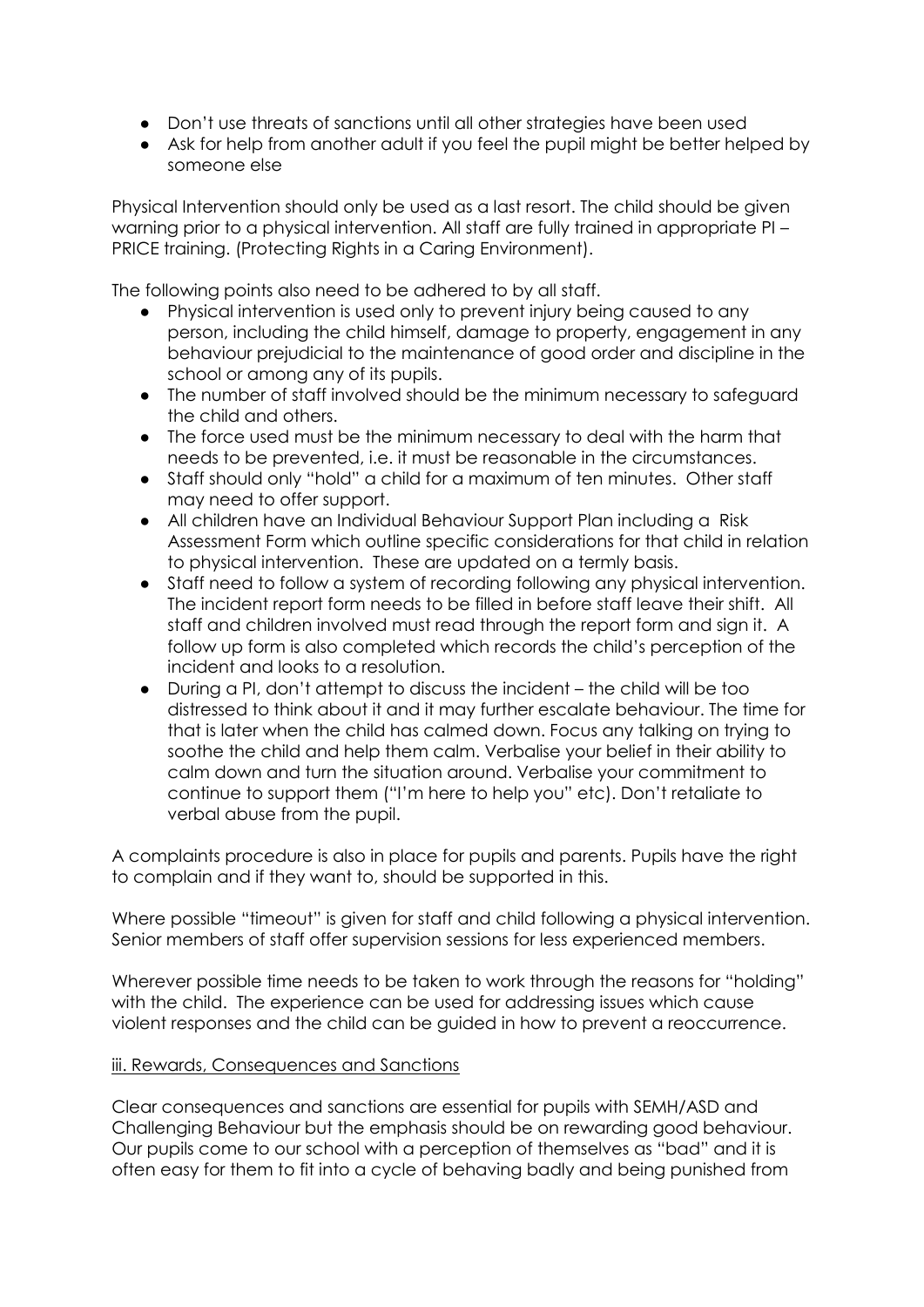- Don't use threats of sanctions until all other strategies have been used
- Ask for help from another adult if you feel the pupil might be better helped by someone else

Physical Intervention should only be used as a last resort. The child should be given warning prior to a physical intervention. All staff are fully trained in appropriate PI – PRICE training. (Protecting Rights in a Caring Environment).

The following points also need to be adhered to by all staff.

- Physical intervention is used only to prevent injury being caused to any person, including the child himself, damage to property, engagement in any behaviour prejudicial to the maintenance of good order and discipline in the school or among any of its pupils.
- The number of staff involved should be the minimum necessary to safeguard the child and others.
- The force used must be the minimum necessary to deal with the harm that needs to be prevented, i.e. it must be reasonable in the circumstances.
- Staff should only "hold" a child for a maximum of ten minutes. Other staff may need to offer support.
- All children have an Individual Behaviour Support Plan including a Risk Assessment Form which outline specific considerations for that child in relation to physical intervention. These are updated on a termly basis.
- Staff need to follow a system of recording following any physical intervention. The incident report form needs to be filled in before staff leave their shift. All staff and children involved must read through the report form and sign it. A follow up form is also completed which records the child's perception of the incident and looks to a resolution.
- During a PI, don't attempt to discuss the incident – the child will be too distressed to think about it and it may further escalate behaviour. The time for that is later when the child has calmed down. Focus any talking on trying to soothe the child and help them calm. Verbalise your belief in their ability to calm down and turn the situation around. Verbalise your commitment to continue to support them ("I'm here to help you" etc). Don't retaliate to verbal abuse from the pupil.

A complaints procedure is also in place for pupils and parents. Pupils have the right to complain and if they want to, should be supported in this.

Where possible "timeout" is given for staff and child following a physical intervention. Senior members of staff offer supervision sessions for less experienced members.

Wherever possible time needs to be taken to work through the reasons for "holding" with the child. The experience can be used for addressing issues which cause violent responses and the child can be guided in how to prevent a reoccurrence.

<u>iii. Rewards, Consequences and Sanctions</u>

Clear consequences and sanctions are essential for pupils with SEMH/ASD and Challenging Behaviour but the emphasis should be on rewarding good behaviour. Our pupils come to our school with a perception of themselves as "bad" and it is often easy for them to fit into a cycle of behaving badly and being punished from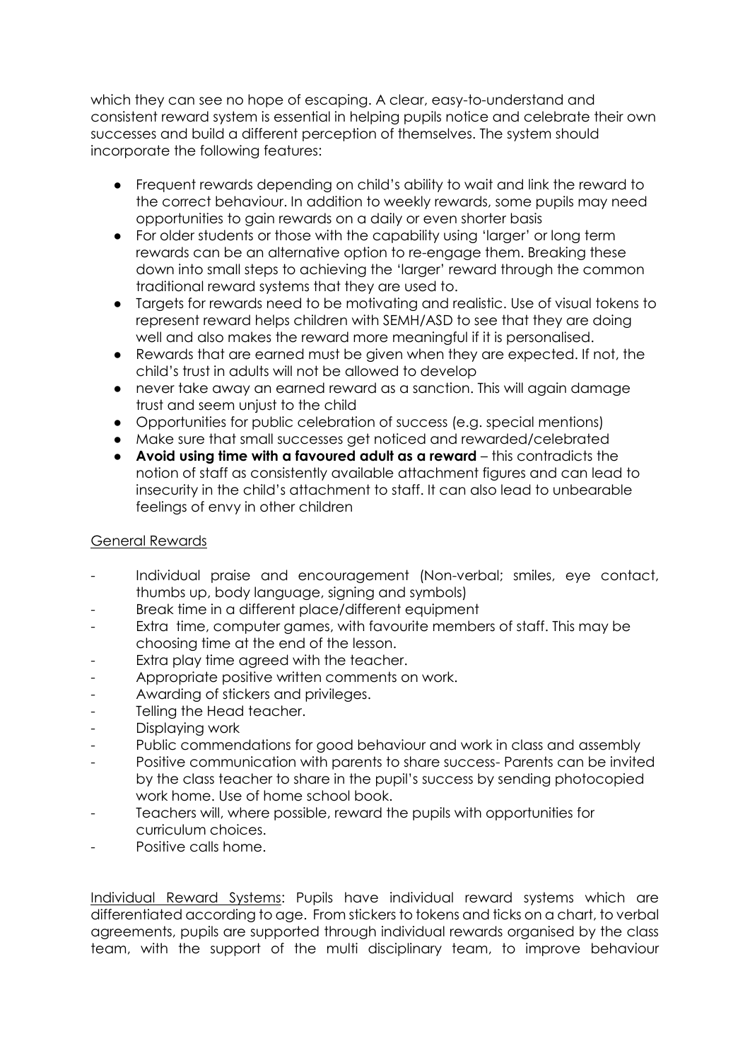which they can see no hope of escaping. A clear, easy-to-understand and consistent reward system is essential in helping pupils notice and celebrate their own successes and build a different perception of themselves. The system should incorporate the following features:

- Frequent rewards depending on child's ability to wait and link the reward to the correct behaviour. In addition to weekly rewards, some pupils may need opportunities to gain rewards on a daily or even shorter basis
- For older students or those with the capability using 'larger' or long term rewards can be an alternative option to re-engage them. Breaking these down into small steps to achieving the 'larger' reward through the common traditional reward systems that they are used to.
- Targets for rewards need to be motivating and realistic. Use of visual tokens to represent reward helps children with SEMH/ASD to see that they are doing well and also makes the reward more meaningful if it is personalised.
- Rewards that are earned must be given when they are expected. If not, the child's trust in adults will not be allowed to develop
- never take away an earned reward as a sanction. This will again damage trust and seem unjust to the child
- Opportunities for public celebration of success (e.g. special mentions)
- Make sure that small successes get noticed and rewarded/celebrated
- **Avoid using time with a favoured adult as a reward** – this contradicts the notion of staff as consistently available attachment figures and can lead to insecurity in the child's attachment to staff. It can also lead to unbearable feelings of envy in other children

<u>General Rewards</u>

- Individual praise and encouragement (Non-verbal; smiles, eye contact, thumbs up, body language, signing and symbols)
- Break time in a different place/different equipment
- Extra time, computer games, with favourite members of staff. This may be choosing time at the end of the lesson.
- Extra play time agreed with the teacher.
- Appropriate positive written comments on work.
- Awarding of stickers and privileges.
- Telling the Head teacher.
- Displaying work
- Public commendations for good behaviour and work in class and assembly
- Positive communication with parents to share success- Parents can be invited by the class teacher to share in the pupil's success by sending photocopied work home. Use of home school book.
- Teachers will, where possible, reward the pupils with opportunities for curriculum choices.
- Positive calls home.

<u>Individual Reward Systems</u>: Pupils have individual reward systems which are differentiated according to age. From stickers to tokens and ticks on a chart, to verbal agreements, pupils are supported through individual rewards organised by the class team, with the support of the multi disciplinary team, to improve behaviour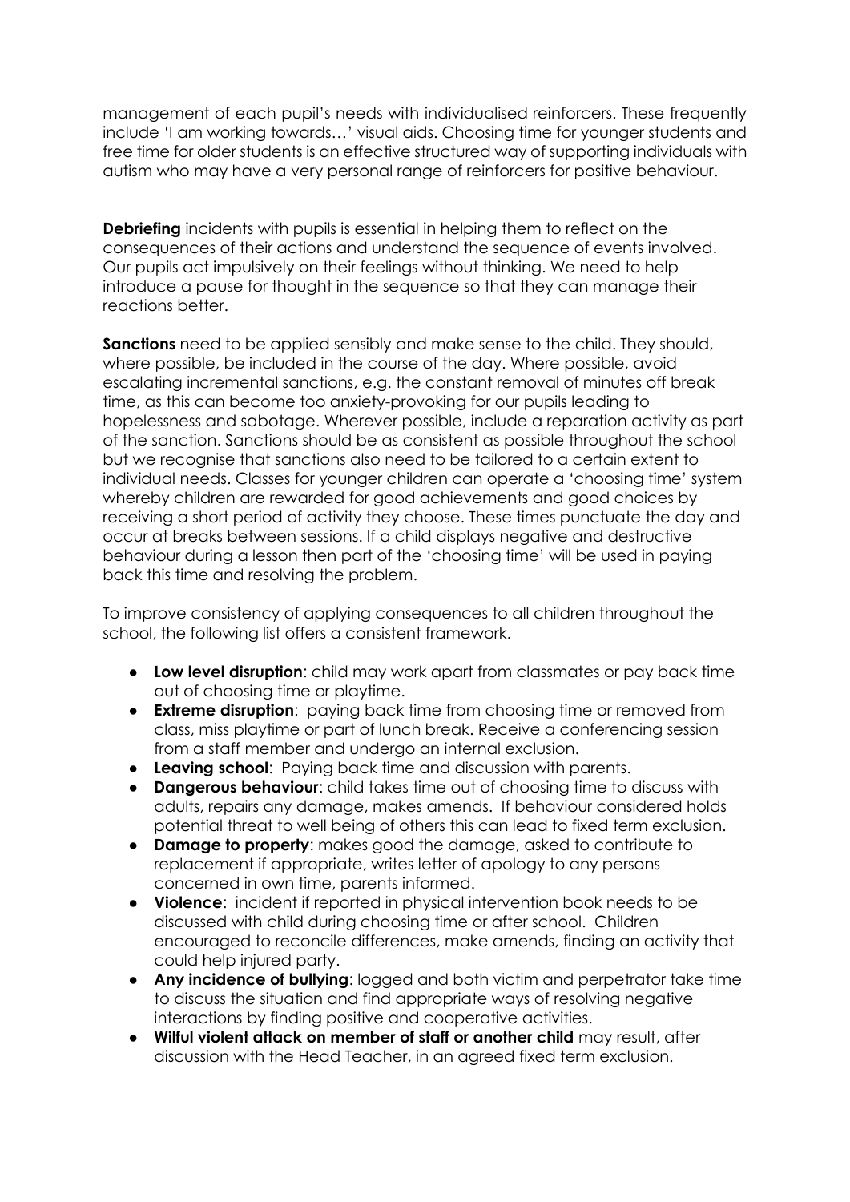management of each pupil's needs with individualised reinforcers. These frequently include 'I am working towards…' visual aids. Choosing time for younger students and free time for older students is an effective structured way of supporting individuals with autism who may have a very personal range of reinforcers for positive behaviour.

**Debriefing** incidents with pupils is essential in helping them to reflect on the consequences of their actions and understand the sequence of events involved. Our pupils act impulsively on their feelings without thinking. We need to help introduce a pause for thought in the sequence so that they can manage their reactions better.

**Sanctions** need to be applied sensibly and make sense to the child. They should, where possible, be included in the course of the day. Where possible, avoid escalating incremental sanctions, e.g. the constant removal of minutes off break time, as this can become too anxiety-provoking for our pupils leading to hopelessness and sabotage. Wherever possible, include a reparation activity as part of the sanction. Sanctions should be as consistent as possible throughout the school but we recognise that sanctions also need to be tailored to a certain extent to individual needs. Classes for younger children can operate a 'choosing time' system whereby children are rewarded for good achievements and good choices by receiving a short period of activity they choose. These times punctuate the day and occur at breaks between sessions. If a child displays negative and destructive behaviour during a lesson then part of the 'choosing time' will be used in paying back this time and resolving the problem.

To improve consistency of applying consequences to all children throughout the school, the following list offers a consistent framework.

- **Low level disruption**: child may work apart from classmates or pay back time out of choosing time or playtime.
- **Extreme disruption**: paying back time from choosing time or removed from class, miss playtime or part of lunch break. Receive a conferencing session from a staff member and undergo an internal exclusion.
- **Leaving school**: Paying back time and discussion with parents.
- **Dangerous behaviour**: child takes time out of choosing time to discuss with adults, repairs any damage, makes amends. If behaviour considered holds potential threat to well being of others this can lead to fixed term exclusion.
- **Damage to property**: makes good the damage, asked to contribute to replacement if appropriate, writes letter of apology to any persons concerned in own time, parents informed.
- **Violence**: incident if reported in physical intervention book needs to be discussed with child during choosing time or after school. Children encouraged to reconcile differences, make amends, finding an activity that could help injured party.
- **Any incidence of bullying**: logged and both victim and perpetrator take time to discuss the situation and find appropriate ways of resolving negative interactions by finding positive and cooperative activities.
- **Wilful violent attack on member of staff or another child** may result, after discussion with the Head Teacher, in an agreed fixed term exclusion.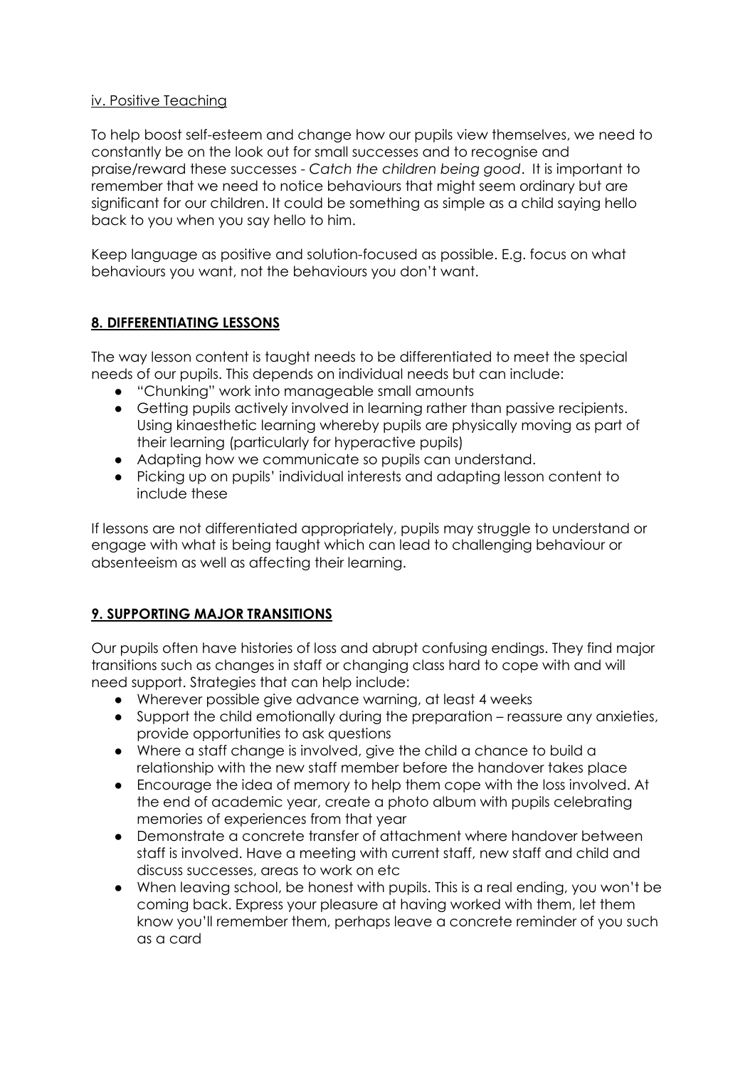<u>iv. Positive Teaching</u>

To help boost self-esteem and change how our pupils view themselves, we need to constantly be on the look out for small successes and to recognise and praise/reward these successes - *Catch the children being good*. It is important to remember that we need to notice behaviours that might seem ordinary but are significant for our children. It could be something as simple as a child saying hello back to you when you say hello to him.

Keep language as positive and solution-focused as possible. E.g. focus on what behaviours you want, not the behaviours you don't want.

## <u>**8. DIFFERENTIATING LESSONS**</u>

The way lesson content is taught needs to be differentiated to meet the special needs of our pupils. This depends on individual needs but can include:

- "Chunking" work into manageable small amounts
- Getting pupils actively involved in learning rather than passive recipients. Using kinaesthetic learning whereby pupils are physically moving as part of their learning (particularly for hyperactive pupils)
- Adapting how we communicate so pupils can understand.
- Picking up on pupils' individual interests and adapting lesson content to include these

If lessons are not differentiated appropriately, pupils may struggle to understand or engage with what is being taught which can lead to challenging behaviour or absenteeism as well as affecting their learning.

## <u>**9. SUPPORTING MAJOR TRANSITIONS**</u>

Our pupils often have histories of loss and abrupt confusing endings. They find major transitions such as changes in staff or changing class hard to cope with and will need support. Strategies that can help include:

- Wherever possible give advance warning, at least 4 weeks
- Support the child emotionally during the preparation – reassure any anxieties, provide opportunities to ask questions
- Where a staff change is involved, give the child a chance to build a relationship with the new staff member before the handover takes place
- Encourage the idea of memory to help them cope with the loss involved. At the end of academic year, create a photo album with pupils celebrating memories of experiences from that year
- Demonstrate a concrete transfer of attachment where handover between staff is involved. Have a meeting with current staff, new staff and child and discuss successes, areas to work on etc
- When leaving school, be honest with pupils. This is a real ending, you won't be coming back. Express your pleasure at having worked with them, let them know you'll remember them, perhaps leave a concrete reminder of you such as a card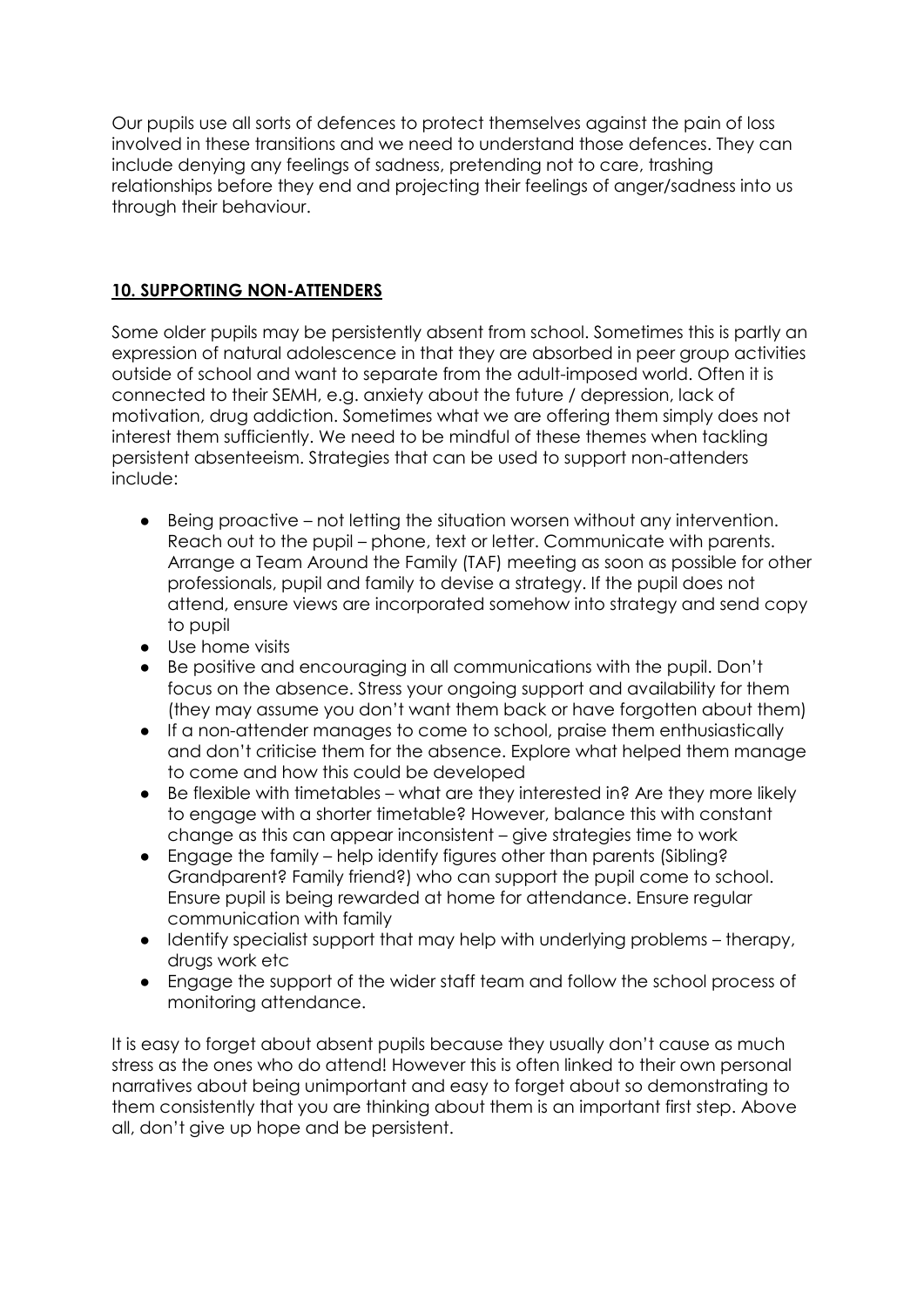Our pupils use all sorts of defences to protect themselves against the pain of loss involved in these transitions and we need to understand those defences. They can include denying any feelings of sadness, pretending not to care, trashing relationships before they end and projecting their feelings of anger/sadness into us through their behaviour.

## **10. SUPPORTING NON-ATTENDERS**

Some older pupils may be persistently absent from school. Sometimes this is partly an expression of natural adolescence in that they are absorbed in peer group activities outside of school and want to separate from the adult-imposed world. Often it is connected to their SEMH, e.g. anxiety about the future / depression, lack of motivation, drug addiction. Sometimes what we are offering them simply does not interest them sufficiently. We need to be mindful of these themes when tackling persistent absenteeism. Strategies that can be used to support non-attenders include:

- Being proactive – not letting the situation worsen without any intervention. Reach out to the pupil – phone, text or letter. Communicate with parents. Arrange a Team Around the Family (TAF) meeting as soon as possible for other professionals, pupil and family to devise a strategy. If the pupil does not attend, ensure views are incorporated somehow into strategy and send copy to pupil
- Use home visits
- Be positive and encouraging in all communications with the pupil. Don't focus on the absence. Stress your ongoing support and availability for them (they may assume you don't want them back or have forgotten about them)
- If a non-attender manages to come to school, praise them enthusiastically and don't criticise them for the absence. Explore what helped them manage to come and how this could be developed
- Be flexible with timetables – what are they interested in? Are they more likely to engage with a shorter timetable? However, balance this with constant change as this can appear inconsistent – give strategies time to work
- Engage the family – help identify figures other than parents (Sibling? Grandparent? Family friend?) who can support the pupil come to school. Ensure pupil is being rewarded at home for attendance. Ensure regular communication with family
- Identify specialist support that may help with underlying problems – therapy, drugs work etc
- Engage the support of the wider staff team and follow the school process of monitoring attendance.

It is easy to forget about absent pupils because they usually don't cause as much stress as the ones who do attend! However this is often linked to their own personal narratives about being unimportant and easy to forget about so demonstrating to them consistently that you are thinking about them is an important first step. Above all, don't give up hope and be persistent.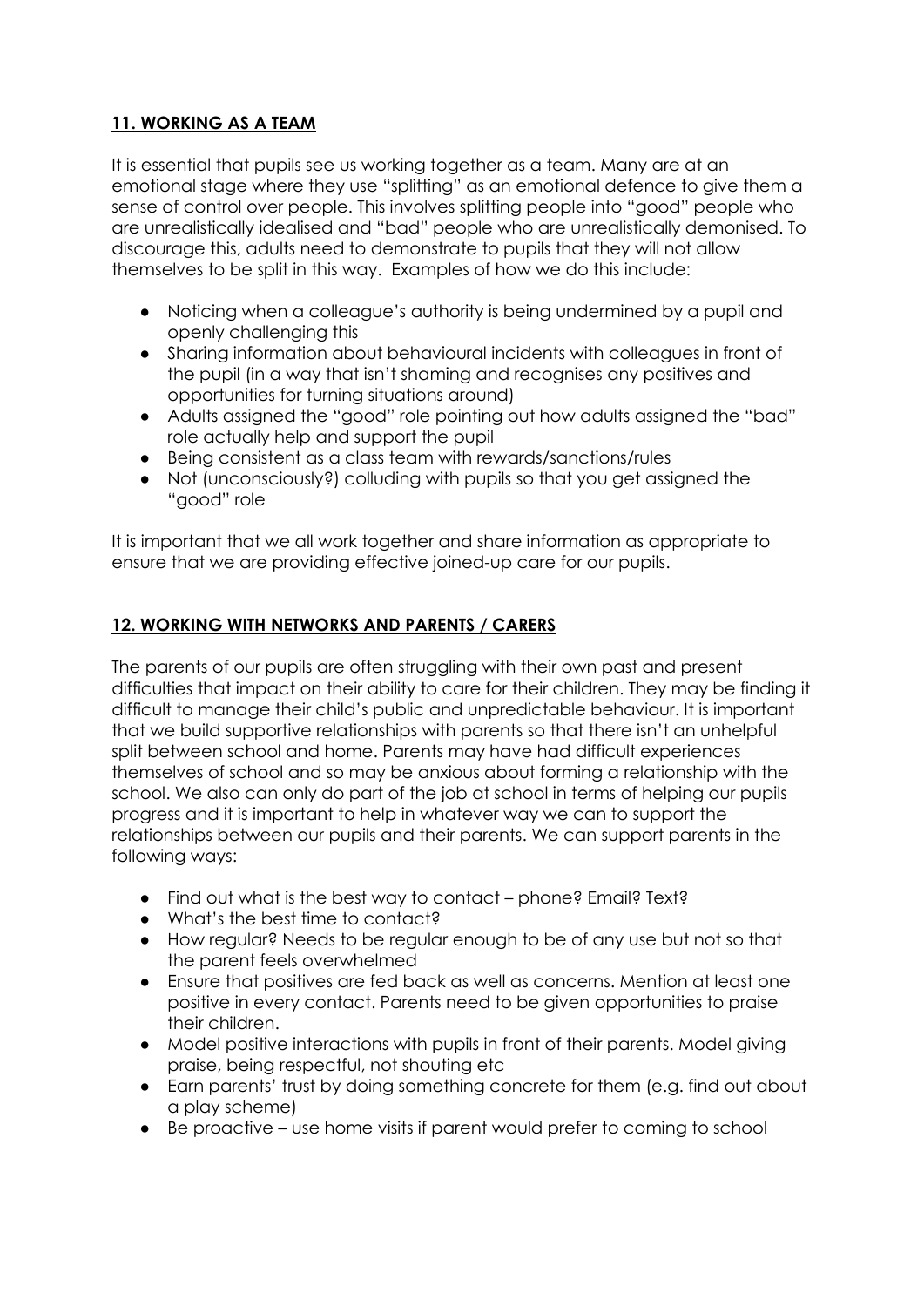## 11. WORKING AS A TEAM

It is essential that pupils see us working together as a team. Many are at an emotional stage where they use "splitting" as an emotional defence to give them a sense of control over people. This involves splitting people into "good" people who are unrealistically idealised and "bad" people who are unrealistically demonised. To discourage this, adults need to demonstrate to pupils that they will not allow themselves to be split in this way. Examples of how we do this include:

- Noticing when a colleague's authority is being undermined by a pupil and openly challenging this
- Sharing information about behavioural incidents with colleagues in front of the pupil (in a way that isn't shaming and recognises any positives and opportunities for turning situations around)
- Adults assigned the "good" role pointing out how adults assigned the "bad" role actually help and support the pupil
- Being consistent as a class team with rewards/sanctions/rules
- Not (unconsciously?) colluding with pupils so that you get assigned the "good" role

It is important that we all work together and share information as appropriate to ensure that we are providing effective joined-up care for our pupils.

## 12. WORKING WITH NETWORKS AND PARENTS / CARERS

The parents of our pupils are often struggling with their own past and present difficulties that impact on their ability to care for their children. They may be finding it difficult to manage their child's public and unpredictable behaviour. It is important that we build supportive relationships with parents so that there isn't an unhelpful split between school and home. Parents may have had difficult experiences themselves of school and so may be anxious about forming a relationship with the school. We also can only do part of the job at school in terms of helping our pupils progress and it is important to help in whatever way we can to support the relationships between our pupils and their parents. We can support parents in the following ways:

- Find out what is the best way to contact – phone? Email? Text?
- What's the best time to contact?
- How regular? Needs to be regular enough to be of any use but not so that the parent feels overwhelmed
- Ensure that positives are fed back as well as concerns. Mention at least one positive in every contact. Parents need to be given opportunities to praise their children.
- Model positive interactions with pupils in front of their parents. Model giving praise, being respectful, not shouting etc
- Earn parents' trust by doing something concrete for them (e.g. find out about a play scheme)
- Be proactive – use home visits if parent would prefer to coming to school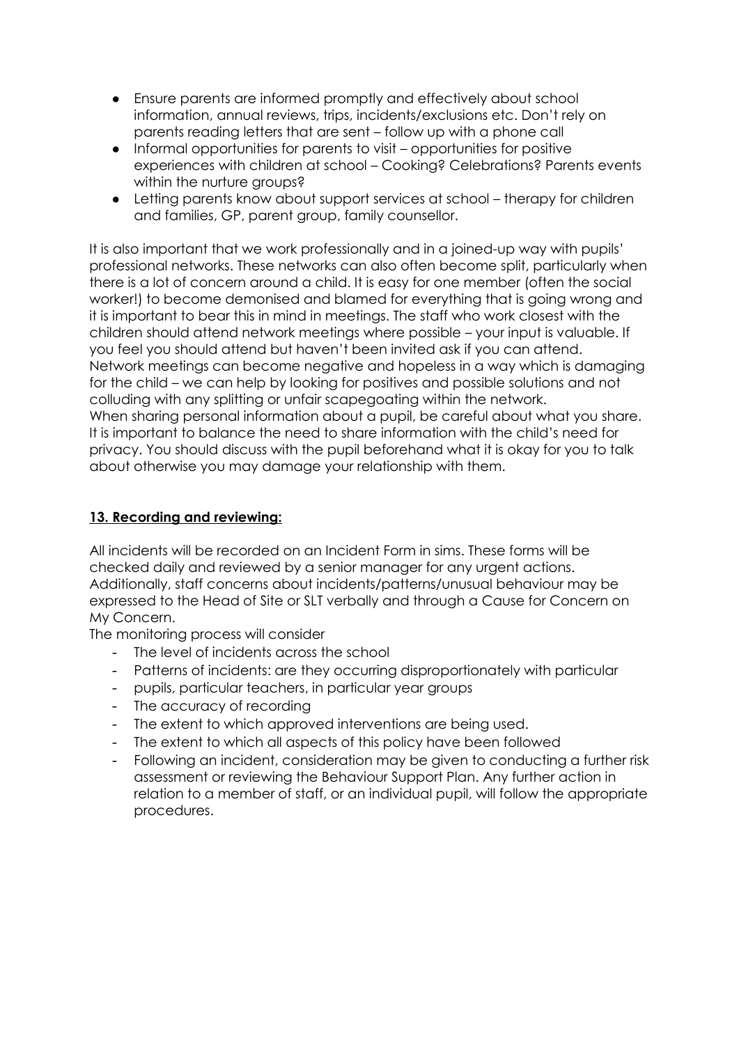- Ensure parents are informed promptly and effectively about school information, annual reviews, trips, incidents/exclusions etc. Don't rely on parents reading letters that are sent – follow up with a phone call
- Informal opportunities for parents to visit – opportunities for positive experiences with children at school – Cooking? Celebrations? Parents events within the nurture groups?
- Letting parents know about support services at school – therapy for children and families, GP, parent group, family counsellor.

It is also important that we work professionally and in a joined-up way with pupils' professional networks. These networks can also often become split, particularly when there is a lot of concern around a child. It is easy for one member (often the social worker!) to become demonised and blamed for everything that is going wrong and it is important to bear this in mind in meetings. The staff who work closest with the children should attend network meetings where possible – your input is valuable. If you feel you should attend but haven't been invited ask if you can attend. Network meetings can become negative and hopeless in a way which is damaging for the child – we can help by looking for positives and possible solutions and not colluding with any splitting or unfair scapegoating within the network.
When sharing personal information about a pupil, be careful about what you share. It is important to balance the need to share information with the child's need for privacy. You should discuss with the pupil beforehand what it is okay for you to talk about otherwise you may damage your relationship with them.

## **13. Recording and reviewing:**

All incidents will be recorded on an Incident Form in sims. These forms will be checked daily and reviewed by a senior manager for any urgent actions. Additionally, staff concerns about incidents/patterns/unusual behaviour may be expressed to the Head of Site or SLT verbally and through a Cause for Concern on My Concern.
The monitoring process will consider

- The level of incidents across the school
- Patterns of incidents: are they occurring disproportionately with particular
- pupils, particular teachers, in particular year groups
- The accuracy of recording
- The extent to which approved interventions are being used.
- The extent to which all aspects of this policy have been followed
- Following an incident, consideration may be given to conducting a further risk assessment or reviewing the Behaviour Support Plan. Any further action in relation to a member of staff, or an individual pupil, will follow the appropriate procedures.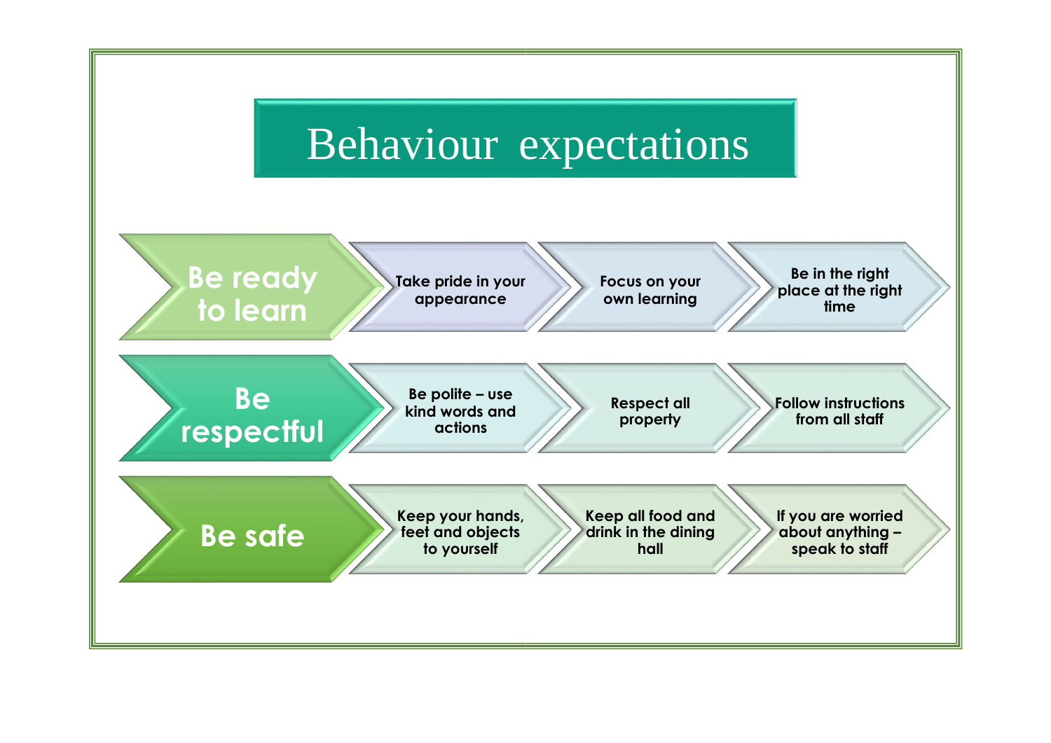# Behaviour expectations

| | | | |
|---|---|---|---|
| **Be ready to learn** | Take pride in your appearance | Focus on your own learning | Be in the right place at the right time |
| **Be respectful** | Be polite – use kind words and actions | Respect all property | Follow instructions from all staff |
| **Be safe** | Keep your hands, feet and objects to yourself | Keep all food and drink in the dining hall | If you are worried about anything – speak to staff |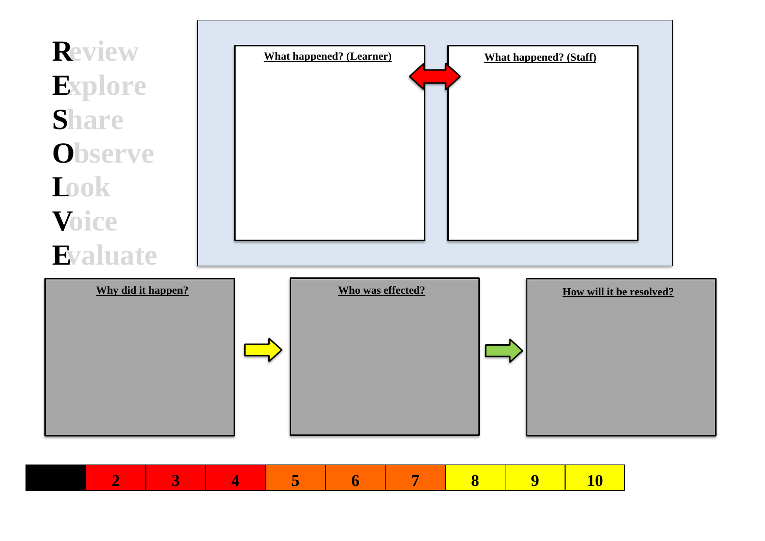**R**eview
**E**xplore
**S**hare
**O**bserve
**L**ook
**V**oice
**E**valuate

**What happened? (Learner)**

**What happened? (Staff)**

**Why did it happen?**

**Who was effected?**

**How will it be resolved?**

| | | | | | | | | | |
|---|---|---|---|---|---|---|---|---|---|
| | 2 | 3 | 4 | 5 | 6 | 7 | 8 | 9 | 10 |